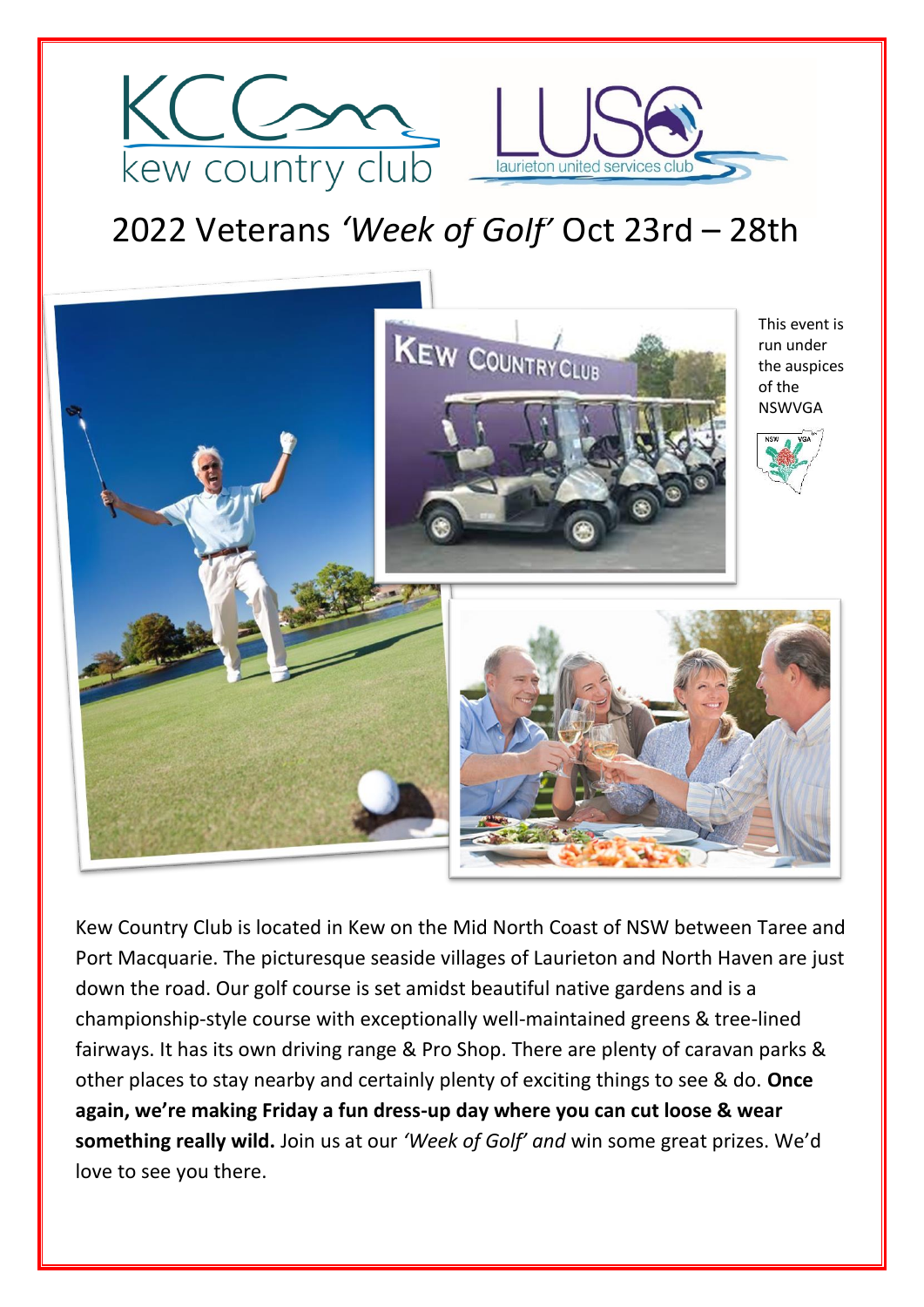KCC kew country club

LUSC laurieton united services club

# 2022 Veterans *'Week of Golf'* Oct 23rd – 28th

This event is run under the auspices of the NSWVGA

Kew Country Club is located in Kew on the Mid North Coast of NSW between Taree and Port Macquarie. The picturesque seaside villages of Laurieton and North Haven are just down the road. Our golf course is set amidst beautiful native gardens and is a championship-style course with exceptionally well-maintained greens & tree-lined fairways. It has its own driving range & Pro Shop. There are plenty of caravan parks & other places to stay nearby and certainly plenty of exciting things to see & do. **Once again, we're making Friday a fun dress-up day where you can cut loose & wear something really wild.** Join us at our *'Week of Golf' and* win some great prizes. We'd love to see you there.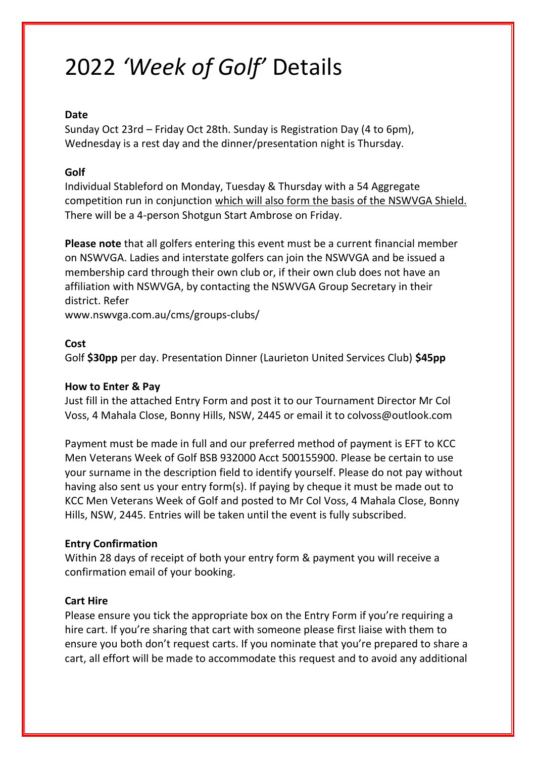# 2022 *'Week of Golf'* Details

**Date**

Sunday Oct 23rd – Friday Oct 28th. Sunday is Registration Day (4 to 6pm), Wednesday is a rest day and the dinner/presentation night is Thursday.

**Golf**

Individual Stableford on Monday, Tuesday & Thursday with a 54 Aggregate competition run in conjunction <u>which will also form the basis of the NSWVGA Shield.</u> There will be a 4-person Shotgun Start Ambrose on Friday.

**Please note** that all golfers entering this event must be a current financial member on NSWVGA. Ladies and interstate golfers can join the NSWVGA and be issued a membership card through their own club or, if their own club does not have an affiliation with NSWVGA, by contacting the NSWVGA Group Secretary in their district. Refer www.nswvga.com.au/cms/groups-clubs/

**Cost**

Golf **$30pp** per day. Presentation Dinner (Laurieton United Services Club) **$45pp**

**How to Enter & Pay**

Just fill in the attached Entry Form and post it to our Tournament Director Mr Col Voss, 4 Mahala Close, Bonny Hills, NSW, 2445 or email it to colvoss@outlook.com

Payment must be made in full and our preferred method of payment is EFT to KCC Men Veterans Week of Golf BSB 932000 Acct 500155900. Please be certain to use your surname in the description field to identify yourself. Please do not pay without having also sent us your entry form(s). If paying by cheque it must be made out to KCC Men Veterans Week of Golf and posted to Mr Col Voss, 4 Mahala Close, Bonny Hills, NSW, 2445. Entries will be taken until the event is fully subscribed.

**Entry Confirmation**

Within 28 days of receipt of both your entry form & payment you will receive a confirmation email of your booking.

**Cart Hire**

Please ensure you tick the appropriate box on the Entry Form if you're requiring a hire cart. If you're sharing that cart with someone please first liaise with them to ensure you both don't request carts. If you nominate that you're prepared to share a cart, all effort will be made to accommodate this request and to avoid any additional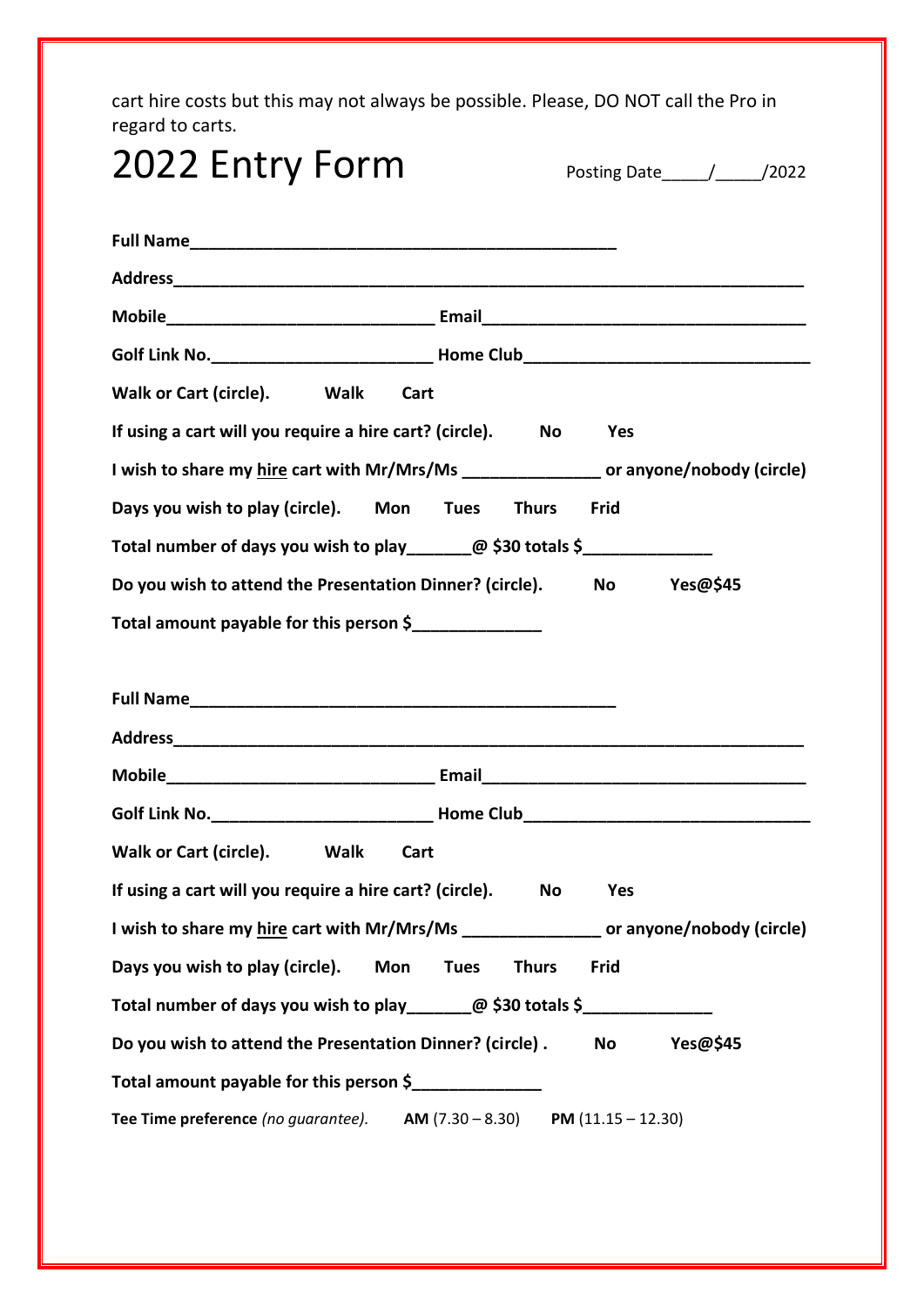cart hire costs but this may not always be possible. Please, DO NOT call the Pro in regard to carts.

# 2022 Entry Form

Posting Date_____/_____/2022

**Full Name**_______________________________________________

**Address**______________________________________________________________________

**Mobile**_____________________________ **Email**___________________________________

**Golf Link No.**________________________ **Home Club**______________________________

**Walk or Cart (circle). Walk Cart**

**If using a cart will you require a hire cart? (circle). No Yes**

**I wish to share my <u>hire</u> cart with Mr/Mrs/Ms _______________ or anyone/nobody (circle)**

**Days you wish to play (circle). Mon Tues Thurs Frid**

**Total number of days you wish to play_______@ $30 totals $______________**

**Do you wish to attend the Presentation Dinner? (circle). No Yes@$45**

**Total amount payable for this person $______________**

**Full Name**_______________________________________________

**Address**______________________________________________________________________

**Mobile**_____________________________ **Email**___________________________________

**Golf Link No.**________________________ **Home Club**______________________________

**Walk or Cart (circle). Walk Cart**

**If using a cart will you require a hire cart? (circle). No Yes**

**I wish to share my <u>hire</u> cart with Mr/Mrs/Ms _______________ or anyone/nobody (circle)**

**Days you wish to play (circle). Mon Tues Thurs Frid**

**Total number of days you wish to play_______@ $30 totals $______________**

**Do you wish to attend the Presentation Dinner? (circle) . No Yes@$45**

**Total amount payable for this person $______________**

**Tee Time preference** *(no guarantee).* **AM** (7.30 – 8.30) **PM** (11.15 – 12.30)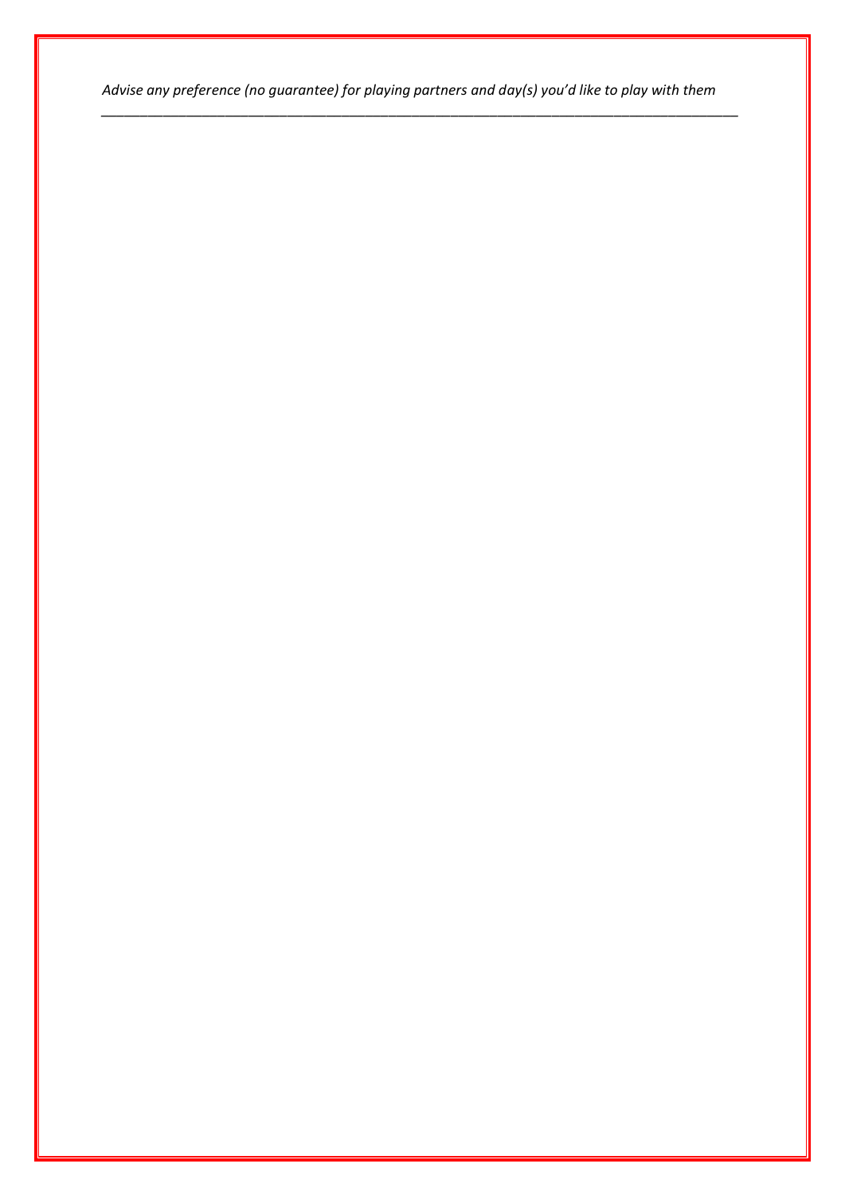*Advise any preference (no guarantee) for playing partners and day(s) you'd like to play with them*

___________________________________________________________________________________